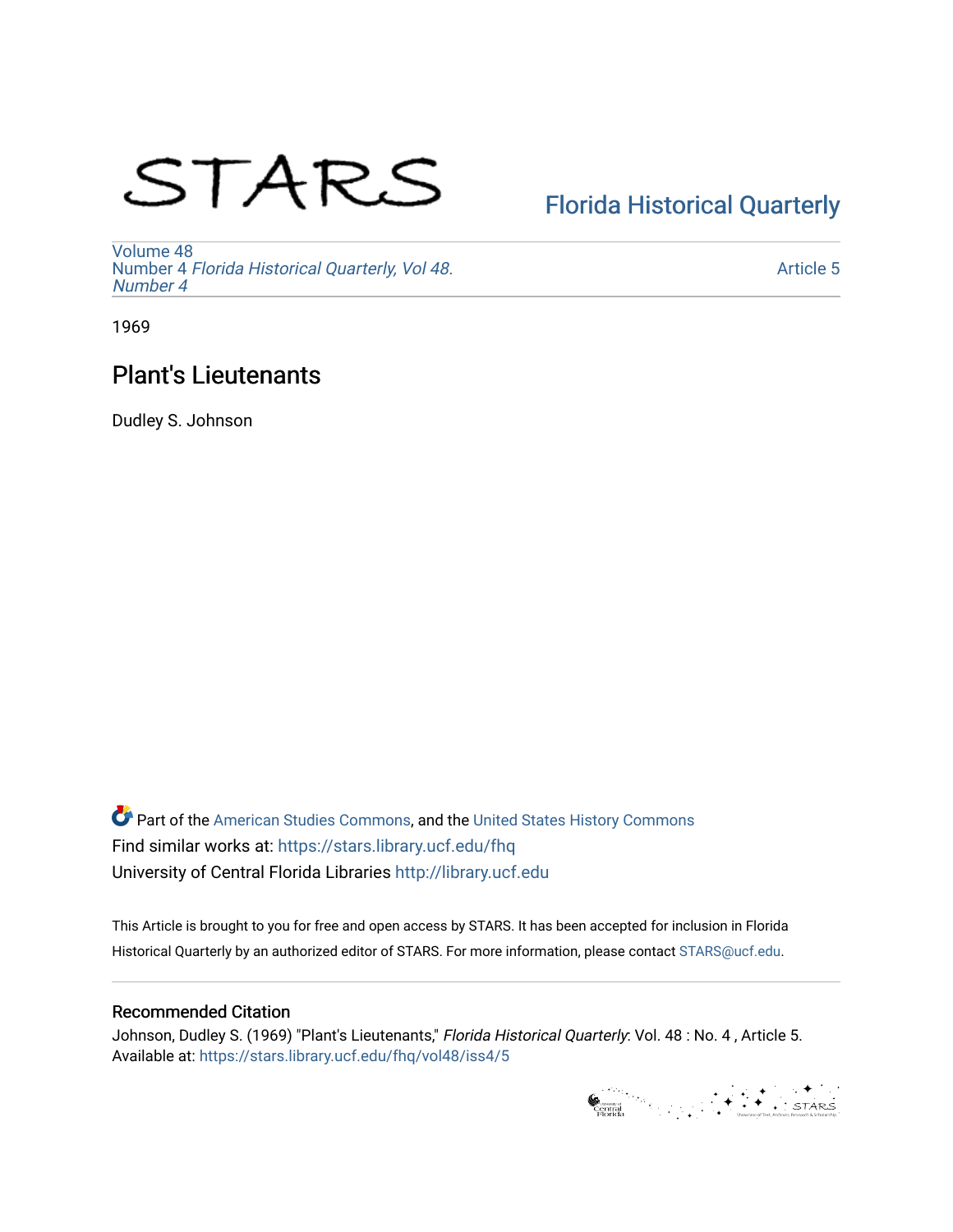STARS

Florida Historical Quarterly

Volume 48
Number 4 *Florida Historical Quarterly, Vol 48. Number 4*

Article 5

1969

# Plant's Lieutenants

Dudley S. Johnson

Part of the American Studies Commons, and the United States History Commons
Find similar works at: https://stars.library.ucf.edu/fhq
University of Central Florida Libraries http://library.ucf.edu

This Article is brought to you for free and open access by STARS. It has been accepted for inclusion in Florida Historical Quarterly by an authorized editor of STARS. For more information, please contact STARS@ucf.edu.

## Recommended Citation

Johnson, Dudley S. (1969) "Plant's Lieutenants," *Florida Historical Quarterly*: Vol. 48 : No. 4 , Article 5.
Available at: https://stars.library.ucf.edu/fhq/vol48/iss4/5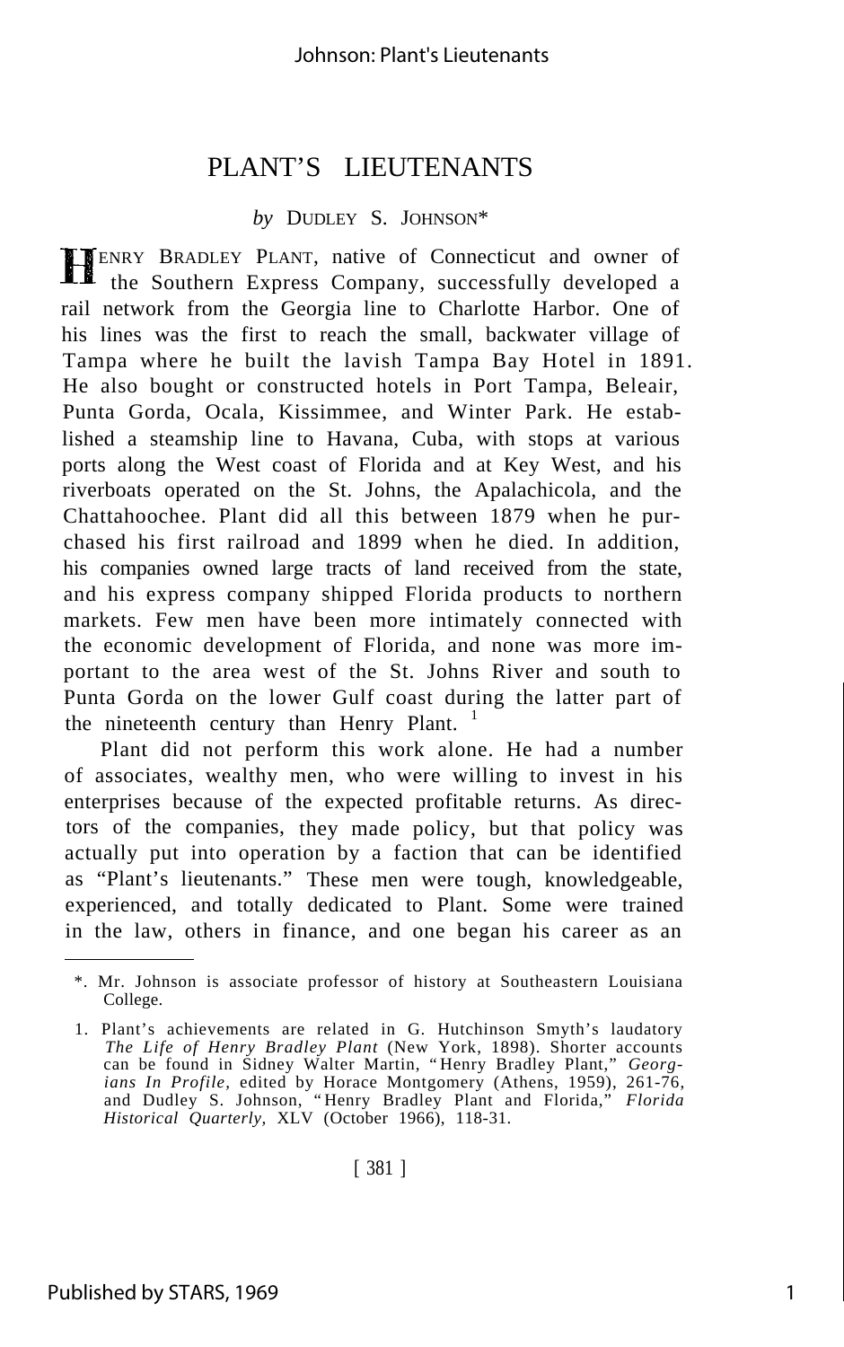# PLANT'S LIEUTENANTS

*by* DUDLEY S. JOHNSON*

HENRY BRADLEY PLANT, native of Connecticut and owner of the Southern Express Company, successfully developed a rail network from the Georgia line to Charlotte Harbor. One of his lines was the first to reach the small, backwater village of Tampa where he built the lavish Tampa Bay Hotel in 1891. He also bought or constructed hotels in Port Tampa, Beleair, Punta Gorda, Ocala, Kissimmee, and Winter Park. He established a steamship line to Havana, Cuba, with stops at various ports along the West coast of Florida and at Key West, and his riverboats operated on the St. Johns, the Apalachicola, and the Chattahoochee. Plant did all this between 1879 when he purchased his first railroad and 1899 when he died. In addition, his companies owned large tracts of land received from the state, and his express company shipped Florida products to northern markets. Few men have been more intimately connected with the economic development of Florida, and none was more important to the area west of the St. Johns River and south to Punta Gorda on the lower Gulf coast during the latter part of the nineteenth century than Henry Plant.[1]

Plant did not perform this work alone. He had a number of associates, wealthy men, who were willing to invest in his enterprises because of the expected profitable returns. As directors of the companies, they made policy, but that policy was actually put into operation by a faction that can be identified as "Plant's lieutenants." These men were tough, knowledgeable, experienced, and totally dedicated to Plant. Some were trained in the law, others in finance, and one began his career as an

---

*. Mr. Johnson is associate professor of history at Southeastern Louisiana College.

1. Plant's achievements are related in G. Hutchinson Smyth's laudatory *The Life of Henry Bradley Plant* (New York, 1898). Shorter accounts can be found in Sidney Walter Martin, "Henry Bradley Plant," *Georgians In Profile,* edited by Horace Montgomery (Athens, 1959), 261-76, and Dudley S. Johnson, "Henry Bradley Plant and Florida," *Florida Historical Quarterly,* XLV (October 1966), 118-31.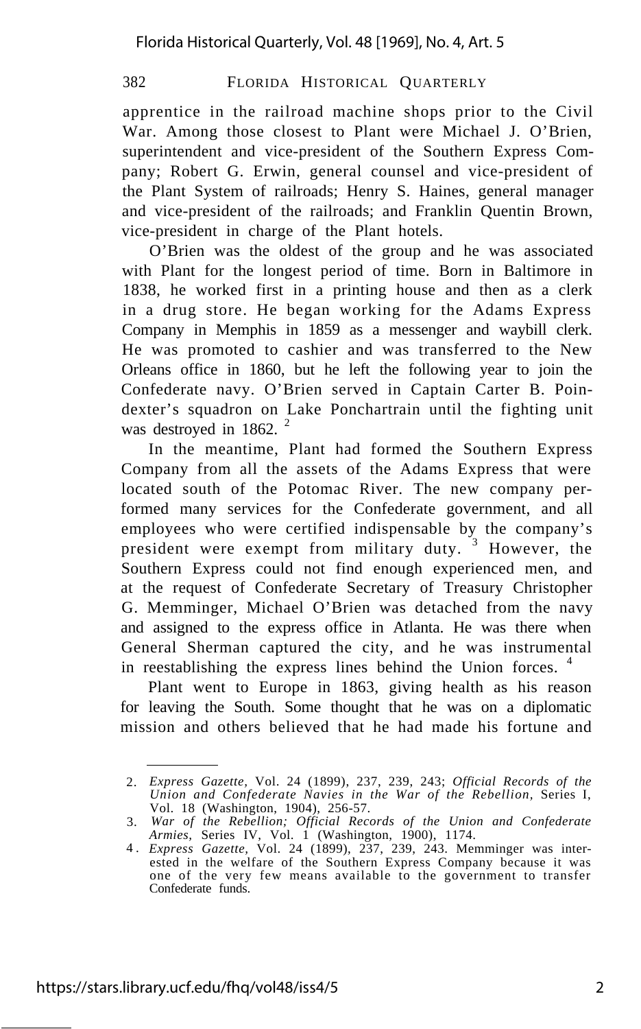apprentice in the railroad machine shops prior to the Civil War. Among those closest to Plant were Michael J. O'Brien, superintendent and vice-president of the Southern Express Company; Robert G. Erwin, general counsel and vice-president of the Plant System of railroads; Henry S. Haines, general manager and vice-president of the railroads; and Franklin Quentin Brown, vice-president in charge of the Plant hotels.

O'Brien was the oldest of the group and he was associated with Plant for the longest period of time. Born in Baltimore in 1838, he worked first in a printing house and then as a clerk in a drug store. He began working for the Adams Express Company in Memphis in 1859 as a messenger and waybill clerk. He was promoted to cashier and was transferred to the New Orleans office in 1860, but he left the following year to join the Confederate navy. O'Brien served in Captain Carter B. Poindexter's squadron on Lake Ponchartrain until the fighting unit was destroyed in 1862. [2]

In the meantime, Plant had formed the Southern Express Company from all the assets of the Adams Express that were located south of the Potomac River. The new company performed many services for the Confederate government, and all employees who were certified indispensable by the company's president were exempt from military duty. [3] However, the Southern Express could not find enough experienced men, and at the request of Confederate Secretary of Treasury Christopher G. Memminger, Michael O'Brien was detached from the navy and assigned to the express office in Atlanta. He was there when General Sherman captured the city, and he was instrumental in reestablishing the express lines behind the Union forces. [4]

Plant went to Europe in 1863, giving health as his reason for leaving the South. Some thought that he was on a diplomatic mission and others believed that he had made his fortune and

---

2. *Express Gazette*, Vol. 24 (1899), 237, 239, 243; *Official Records of the Union and Confederate Navies in the War of the Rebellion*, Series I, Vol. 18 (Washington, 1904), 256-57.
3. *War of the Rebellion; Official Records of the Union and Confederate Armies*, Series IV, Vol. 1 (Washington, 1900), 1174.
4. *Express Gazette*, Vol. 24 (1899), 237, 239, 243. Memminger was interested in the welfare of the Southern Express Company because it was one of the very few means available to the government to transfer Confederate funds.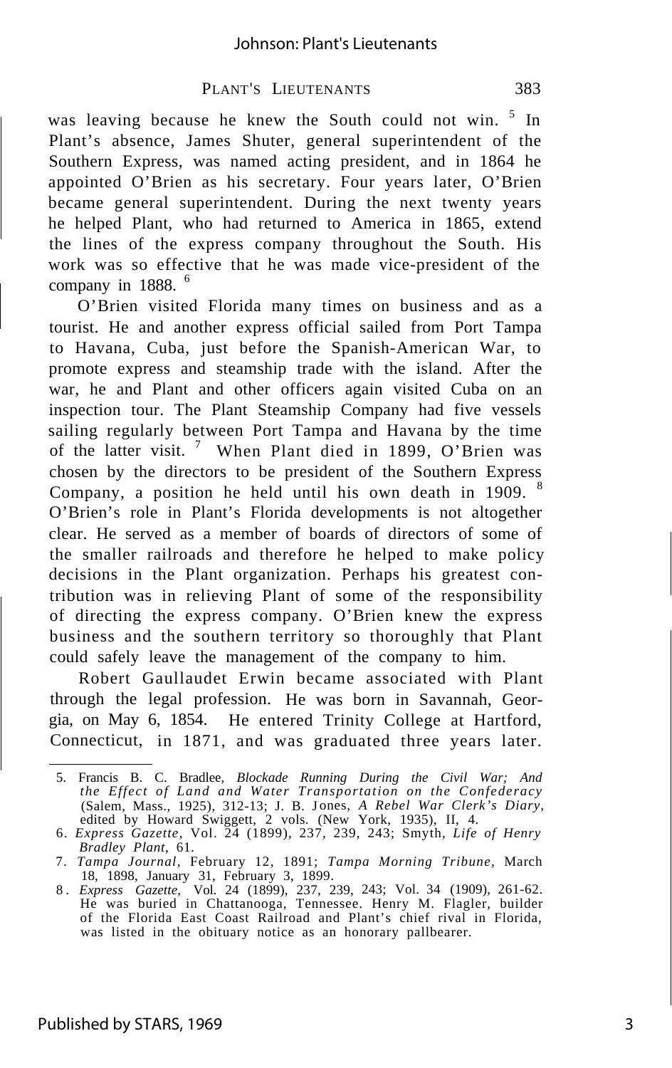was leaving because he knew the South could not win. [5] In Plant's absence, James Shuter, general superintendent of the Southern Express, was named acting president, and in 1864 he appointed O'Brien as his secretary. Four years later, O'Brien became general superintendent. During the next twenty years he helped Plant, who had returned to America in 1865, extend the lines of the express company throughout the South. His work was so effective that he was made vice-president of the company in 1888. [6]

O'Brien visited Florida many times on business and as a tourist. He and another express official sailed from Port Tampa to Havana, Cuba, just before the Spanish-American War, to promote express and steamship trade with the island. After the war, he and Plant and other officers again visited Cuba on an inspection tour. The Plant Steamship Company had five vessels sailing regularly between Port Tampa and Havana by the time of the latter visit. [7] When Plant died in 1899, O'Brien was chosen by the directors to be president of the Southern Express Company, a position he held until his own death in 1909. [8] O'Brien's role in Plant's Florida developments is not altogether clear. He served as a member of boards of directors of some of the smaller railroads and therefore he helped to make policy decisions in the Plant organization. Perhaps his greatest contribution was in relieving Plant of some of the responsibility of directing the express company. O'Brien knew the express business and the southern territory so thoroughly that Plant could safely leave the management of the company to him.

Robert Gaullaudet Erwin became associated with Plant through the legal profession. He was born in Savannah, Georgia, on May 6, 1854. He entered Trinity College at Hartford, Connecticut, in 1871, and was graduated three years later.

---

5. Francis B. C. Bradlee, *Blockade Running During the Civil War; And the Effect of Land and Water Transportation on the Confederacy* (Salem, Mass., 1925), 312-13; J. B. Jones, *A Rebel War Clerk's Diary*, edited by Howard Swiggett, 2 vols. (New York, 1935), II, 4.

6. *Express Gazette*, Vol. 24 (1899), 237, 239, 243; Smyth, *Life of Henry Bradley Plant*, 61.

7. *Tampa Journal*, February 12, 1891; *Tampa Morning Tribune*, March 18, 1898, January 31, February 3, 1899.

8. *Express Gazette*, Vol. 24 (1899), 237, 239, 243; Vol. 34 (1909), 261-62. He was buried in Chattanooga, Tennessee. Henry M. Flagler, builder of the Florida East Coast Railroad and Plant's chief rival in Florida, was listed in the obituary notice as an honorary pallbearer.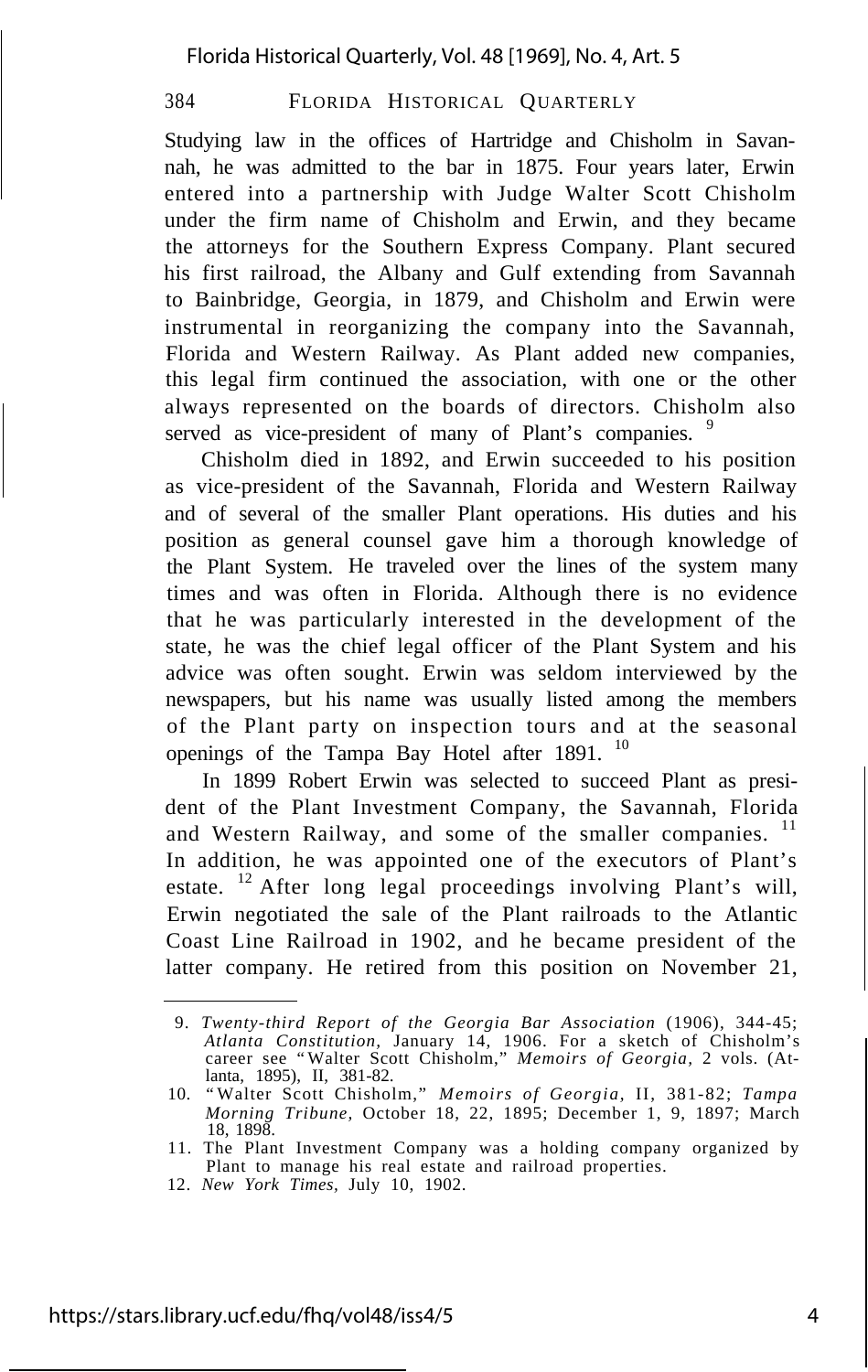Studying law in the offices of Hartridge and Chisholm in Savannah, he was admitted to the bar in 1875. Four years later, Erwin entered into a partnership with Judge Walter Scott Chisholm under the firm name of Chisholm and Erwin, and they became the attorneys for the Southern Express Company. Plant secured his first railroad, the Albany and Gulf extending from Savannah to Bainbridge, Georgia, in 1879, and Chisholm and Erwin were instrumental in reorganizing the company into the Savannah, Florida and Western Railway. As Plant added new companies, this legal firm continued the association, with one or the other always represented on the boards of directors. Chisholm also served as vice-president of many of Plant's companies. [9]

Chisholm died in 1892, and Erwin succeeded to his position as vice-president of the Savannah, Florida and Western Railway and of several of the smaller Plant operations. His duties and his position as general counsel gave him a thorough knowledge of the Plant System. He traveled over the lines of the system many times and was often in Florida. Although there is no evidence that he was particularly interested in the development of the state, he was the chief legal officer of the Plant System and his advice was often sought. Erwin was seldom interviewed by the newspapers, but his name was usually listed among the members of the Plant party on inspection tours and at the seasonal openings of the Tampa Bay Hotel after 1891. [10]

In 1899 Robert Erwin was selected to succeed Plant as president of the Plant Investment Company, the Savannah, Florida and Western Railway, and some of the smaller companies. [11] In addition, he was appointed one of the executors of Plant's estate. [12] After long legal proceedings involving Plant's will, Erwin negotiated the sale of the Plant railroads to the Atlantic Coast Line Railroad in 1902, and he became president of the latter company. He retired from this position on November 21,

---

9. *Twenty-third Report of the Georgia Bar Association* (1906), 344-45; *Atlanta Constitution,* January 14, 1906. For a sketch of Chisholm's career see "Walter Scott Chisholm," *Memoirs of Georgia*, 2 vols. (Atlanta, 1895), II, 381-82.
10. "Walter Scott Chisholm," *Memoirs of Georgia,* II, 381-82; *Tampa Morning Tribune,* October 18, 22, 1895; December 1, 9, 1897; March 18, 1898.
11. The Plant Investment Company was a holding company organized by Plant to manage his real estate and railroad properties.
12. *New York Times,* July 10, 1902.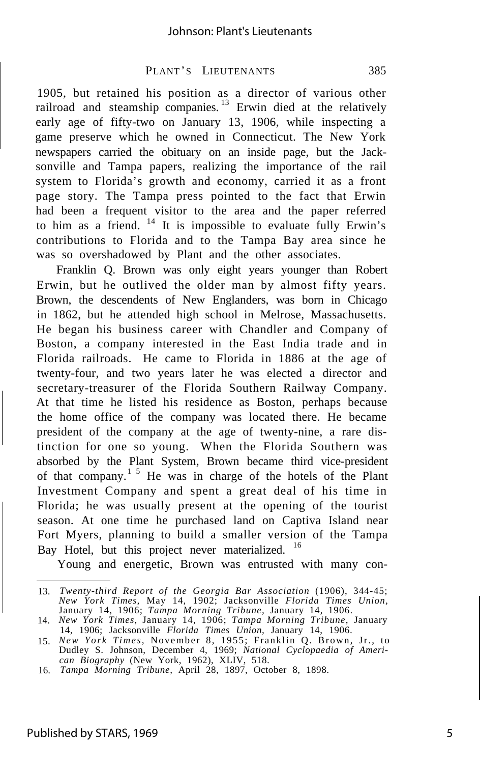1905, but retained his position as a director of various other railroad and steamship companies.[13] Erwin died at the relatively early age of fifty-two on January 13, 1906, while inspecting a game preserve which he owned in Connecticut. The New York newspapers carried the obituary on an inside page, but the Jacksonville and Tampa papers, realizing the importance of the rail system to Florida's growth and economy, carried it as a front page story. The Tampa press pointed to the fact that Erwin had been a frequent visitor to the area and the paper referred to him as a friend.[14] It is impossible to evaluate fully Erwin's contributions to Florida and to the Tampa Bay area since he was so overshadowed by Plant and the other associates.

Franklin Q. Brown was only eight years younger than Robert Erwin, but he outlived the older man by almost fifty years. Brown, the descendents of New Englanders, was born in Chicago in 1862, but he attended high school in Melrose, Massachusetts. He began his business career with Chandler and Company of Boston, a company interested in the East India trade and in Florida railroads. He came to Florida in 1886 at the age of twenty-four, and two years later he was elected a director and secretary-treasurer of the Florida Southern Railway Company. At that time he listed his residence as Boston, perhaps because the home office of the company was located there. He became president of the company at the age of twenty-nine, a rare distinction for one so young. When the Florida Southern was absorbed by the Plant System, Brown became third vice-president of that company.[15] He was in charge of the hotels of the Plant Investment Company and spent a great deal of his time in Florida; he was usually present at the opening of the tourist season. At one time he purchased land on Captiva Island near Fort Myers, planning to build a smaller version of the Tampa Bay Hotel, but this project never materialized.[16]

Young and energetic, Brown was entrusted with many con-

---

13. *Twenty-third Report of the Georgia Bar Association* (1906), 344-45; *New York Times,* May 14, 1902; Jacksonville *Florida Times Union,* January 14, 1906; *Tampa Morning Tribune,* January 14, 1906.
14. *New York Times,* January 14, 1906; *Tampa Morning Tribune,* January 14, 1906; Jacksonville *Florida Times Union,* January 14, 1906.
15. *New York Times,* November 8, 1955; Franklin Q. Brown, Jr., to Dudley S. Johnson, December 4, 1969; *National Cyclopaedia of American Biography* (New York, 1962), XLIV, 518.
16. *Tampa Morning Tribune,* April 28, 1897, October 8, 1898.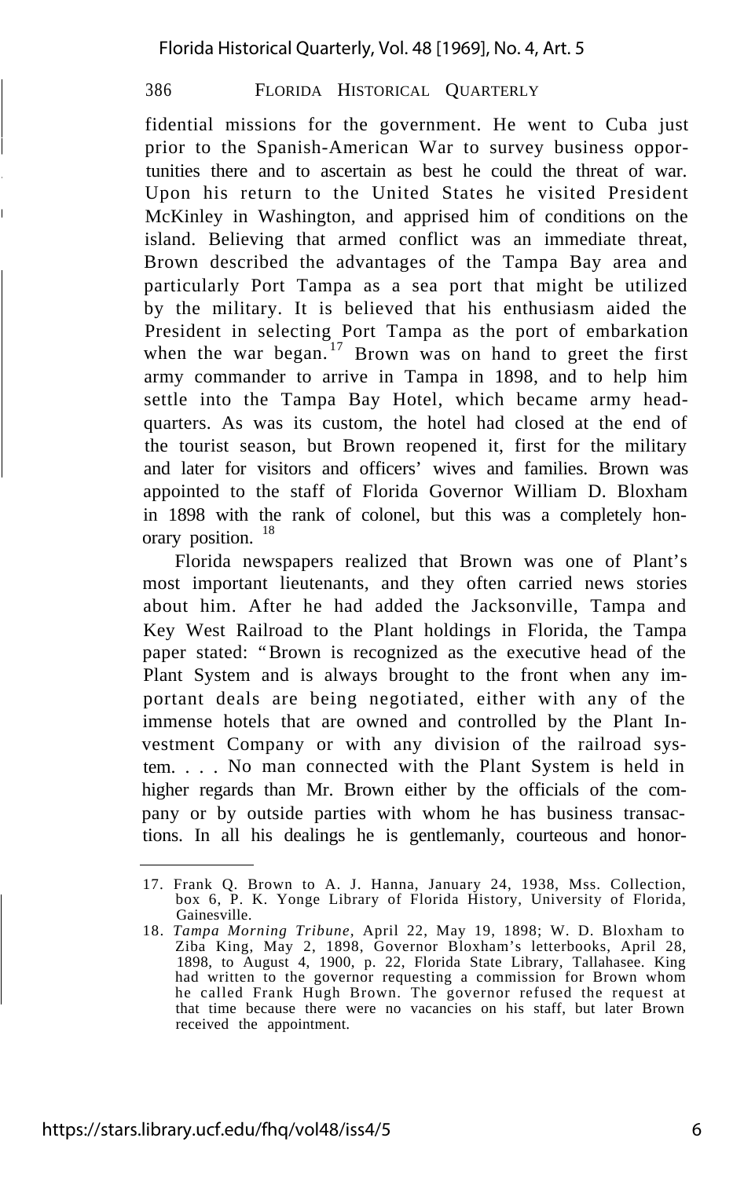fidential missions for the government. He went to Cuba just prior to the Spanish-American War to survey business opportunities there and to ascertain as best he could the threat of war. Upon his return to the United States he visited President McKinley in Washington, and apprised him of conditions on the island. Believing that armed conflict was an immediate threat, Brown described the advantages of the Tampa Bay area and particularly Port Tampa as a sea port that might be utilized by the military. It is believed that his enthusiasm aided the President in selecting Port Tampa as the port of embarkation when the war began.[17] Brown was on hand to greet the first army commander to arrive in Tampa in 1898, and to help him settle into the Tampa Bay Hotel, which became army headquarters. As was its custom, the hotel had closed at the end of the tourist season, but Brown reopened it, first for the military and later for visitors and officers' wives and families. Brown was appointed to the staff of Florida Governor William D. Bloxham in 1898 with the rank of colonel, but this was a completely honorary position.[18]

Florida newspapers realized that Brown was one of Plant's most important lieutenants, and they often carried news stories about him. After he had added the Jacksonville, Tampa and Key West Railroad to the Plant holdings in Florida, the Tampa paper stated: "Brown is recognized as the executive head of the Plant System and is always brought to the front when any important deals are being negotiated, either with any of the immense hotels that are owned and controlled by the Plant Investment Company or with any division of the railroad system. . . . No man connected with the Plant System is held in higher regards than Mr. Brown either by the officials of the company or by outside parties with whom he has business transactions. In all his dealings he is gentlemanly, courteous and honor-

---

17. Frank Q. Brown to A. J. Hanna, January 24, 1938, Mss. Collection, box 6, P. K. Yonge Library of Florida History, University of Florida, Gainesville.

18. *Tampa Morning Tribune*, April 22, May 19, 1898; W. D. Bloxham to Ziba King, May 2, 1898, Governor Bloxham's letterbooks, April 28, 1898, to August 4, 1900, p. 22, Florida State Library, Tallahasee. King had written to the governor requesting a commission for Brown whom he called Frank Hugh Brown. The governor refused the request at that time because there were no vacancies on his staff, but later Brown received the appointment.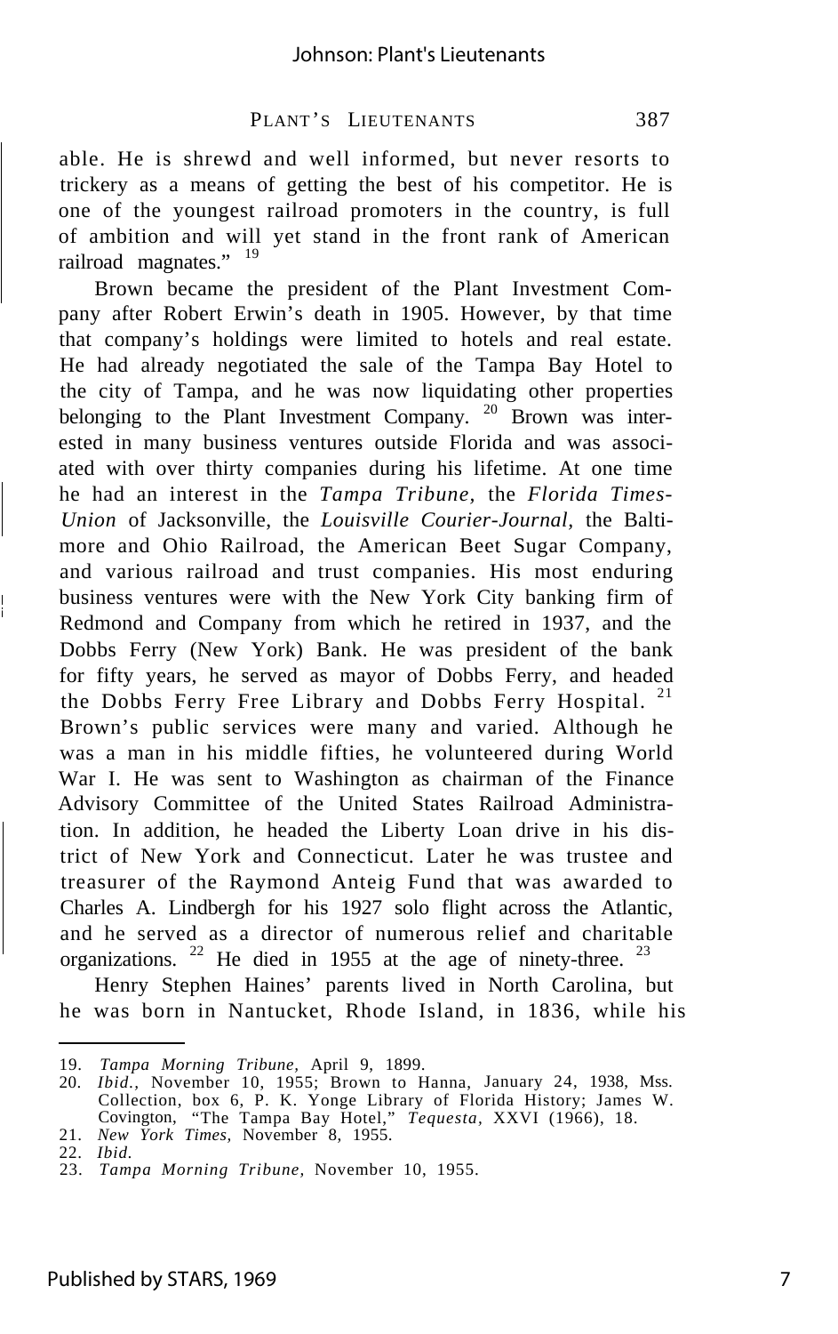able. He is shrewd and well informed, but never resorts to trickery as a means of getting the best of his competitor. He is one of the youngest railroad promoters in the country, is full of ambition and will yet stand in the front rank of American railroad magnates." [19]

Brown became the president of the Plant Investment Company after Robert Erwin's death in 1905. However, by that time that company's holdings were limited to hotels and real estate. He had already negotiated the sale of the Tampa Bay Hotel to the city of Tampa, and he was now liquidating other properties belonging to the Plant Investment Company. [20] Brown was interested in many business ventures outside Florida and was associated with over thirty companies during his lifetime. At one time he had an interest in the *Tampa Tribune*, the *Florida Times-Union* of Jacksonville, the *Louisville Courier-Journal*, the Baltimore and Ohio Railroad, the American Beet Sugar Company, and various railroad and trust companies. His most enduring business ventures were with the New York City banking firm of Redmond and Company from which he retired in 1937, and the Dobbs Ferry (New York) Bank. He was president of the bank for fifty years, he served as mayor of Dobbs Ferry, and headed the Dobbs Ferry Free Library and Dobbs Ferry Hospital. [21] Brown's public services were many and varied. Although he was a man in his middle fifties, he volunteered during World War I. He was sent to Washington as chairman of the Finance Advisory Committee of the United States Railroad Administration. In addition, he headed the Liberty Loan drive in his district of New York and Connecticut. Later he was trustee and treasurer of the Raymond Anteig Fund that was awarded to Charles A. Lindbergh for his 1927 solo flight across the Atlantic, and he served as a director of numerous relief and charitable organizations. [22] He died in 1955 at the age of ninety-three. [23]

Henry Stephen Haines' parents lived in North Carolina, but he was born in Nantucket, Rhode Island, in 1836, while his

---

19. *Tampa Morning Tribune*, April 9, 1899.
20. *Ibid.*, November 10, 1955; Brown to Hanna, January 24, 1938, Mss. Collection, box 6, P. K. Yonge Library of Florida History; James W. Covington, "The Tampa Bay Hotel," *Tequesta*, XXVI (1966), 18.
21. *New York Times*, November 8, 1955.
22. *Ibid.*
23. *Tampa Morning Tribune*, November 10, 1955.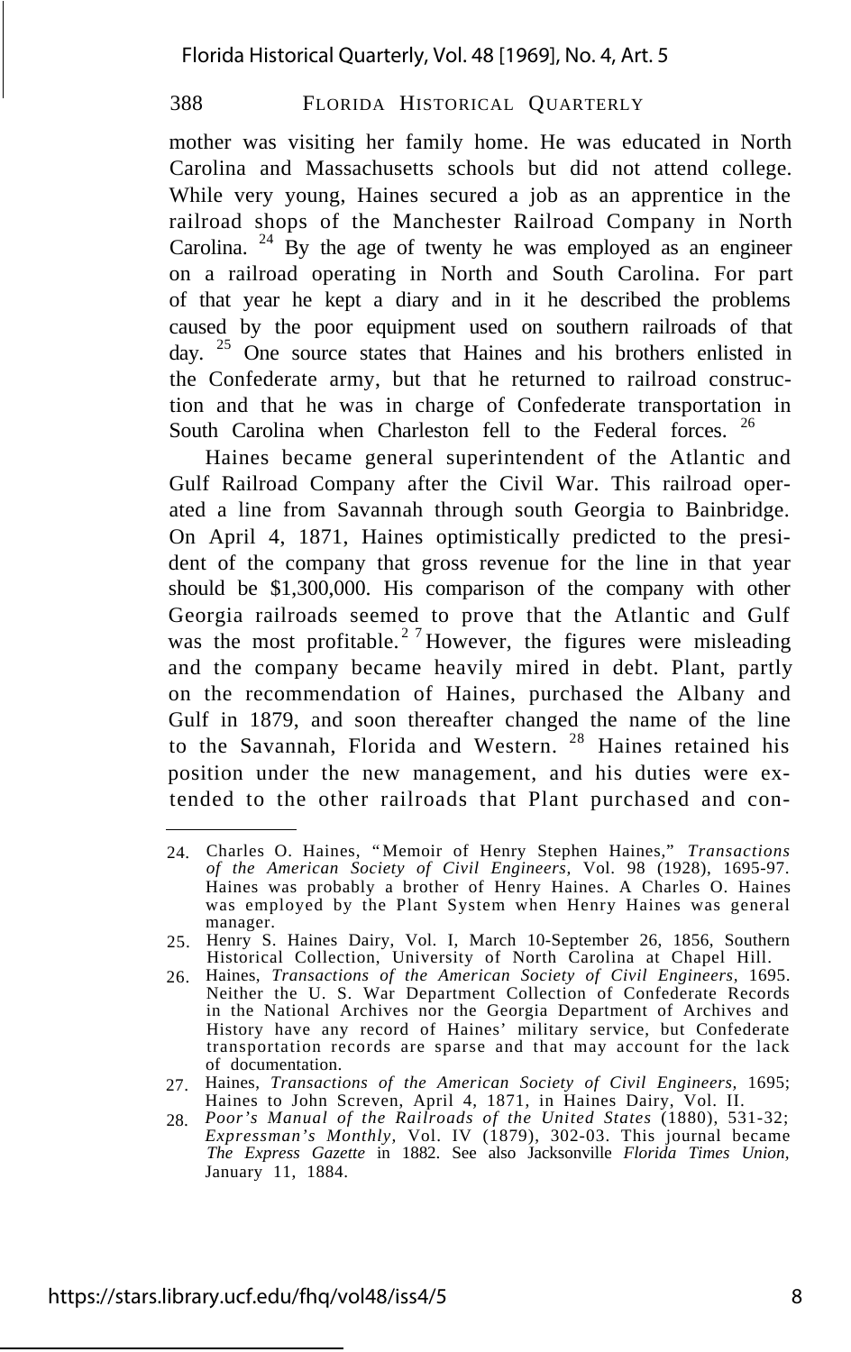mother was visiting her family home. He was educated in North Carolina and Massachusetts schools but did not attend college. While very young, Haines secured a job as an apprentice in the railroad shops of the Manchester Railroad Company in North Carolina. [24] By the age of twenty he was employed as an engineer on a railroad operating in North and South Carolina. For part of that year he kept a diary and in it he described the problems caused by the poor equipment used on southern railroads of that day. [25] One source states that Haines and his brothers enlisted in the Confederate army, but that he returned to railroad construction and that he was in charge of Confederate transportation in South Carolina when Charleston fell to the Federal forces. [26]

Haines became general superintendent of the Atlantic and Gulf Railroad Company after the Civil War. This railroad operated a line from Savannah through south Georgia to Bainbridge. On April 4, 1871, Haines optimistically predicted to the president of the company that gross revenue for the line in that year should be $1,300,000. His comparison of the company with other Georgia railroads seemed to prove that the Atlantic and Gulf was the most profitable. [27] However, the figures were misleading and the company became heavily mired in debt. Plant, partly on the recommendation of Haines, purchased the Albany and Gulf in 1879, and soon thereafter changed the name of the line to the Savannah, Florida and Western. [28] Haines retained his position under the new management, and his duties were extended to the other railroads that Plant purchased and con-

---

24. Charles O. Haines, "Memoir of Henry Stephen Haines," *Transactions of the American Society of Civil Engineers,* Vol. 98 (1928), 1695-97. Haines was probably a brother of Henry Haines. A Charles O. Haines was employed by the Plant System when Henry Haines was general manager.
25. Henry S. Haines Dairy, Vol. I, March 10-September 26, 1856, Southern Historical Collection, University of North Carolina at Chapel Hill.
26. Haines, *Transactions of the American Society of Civil Engineers,* 1695. Neither the U. S. War Department Collection of Confederate Records in the National Archives nor the Georgia Department of Archives and History have any record of Haines' military service, but Confederate transportation records are sparse and that may account for the lack of documentation.
27. Haines, *Transactions of the American Society of Civil Engineers,* 1695; Haines to John Screven, April 4, 1871, in Haines Dairy, Vol. II.
28. *Poor's Manual of the Railroads of the United States* (1880), 531-32; *Expressman's Monthly,* Vol. IV (1879), 302-03. This journal became *The Express Gazette* in 1882. See also Jacksonville *Florida Times Union,* January 11, 1884.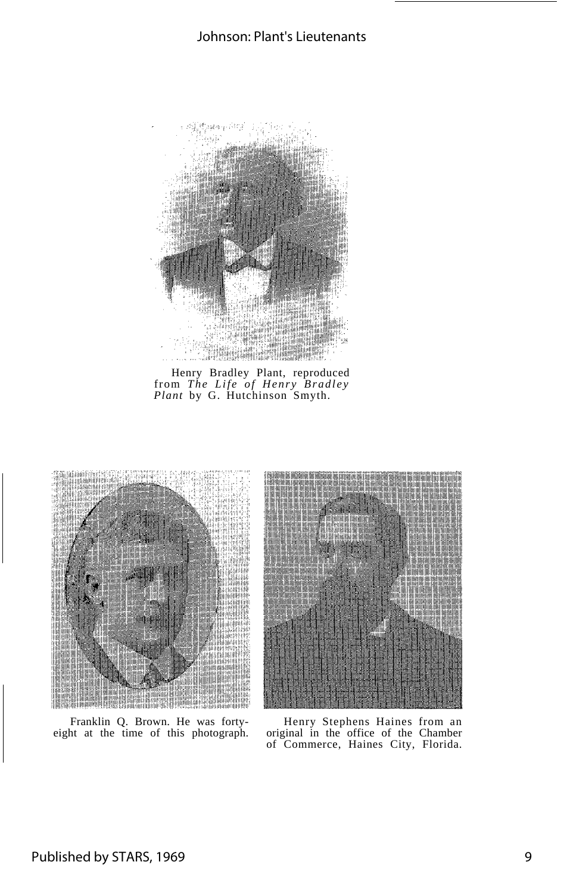Henry Bradley Plant, reproduced from *The Life of Henry Bradley Plant* by G. Hutchinson Smyth.

Franklin Q. Brown. He was forty-eight at the time of this photograph.

Henry Stephens Haines from an original in the office of the Chamber of Commerce, Haines City, Florida.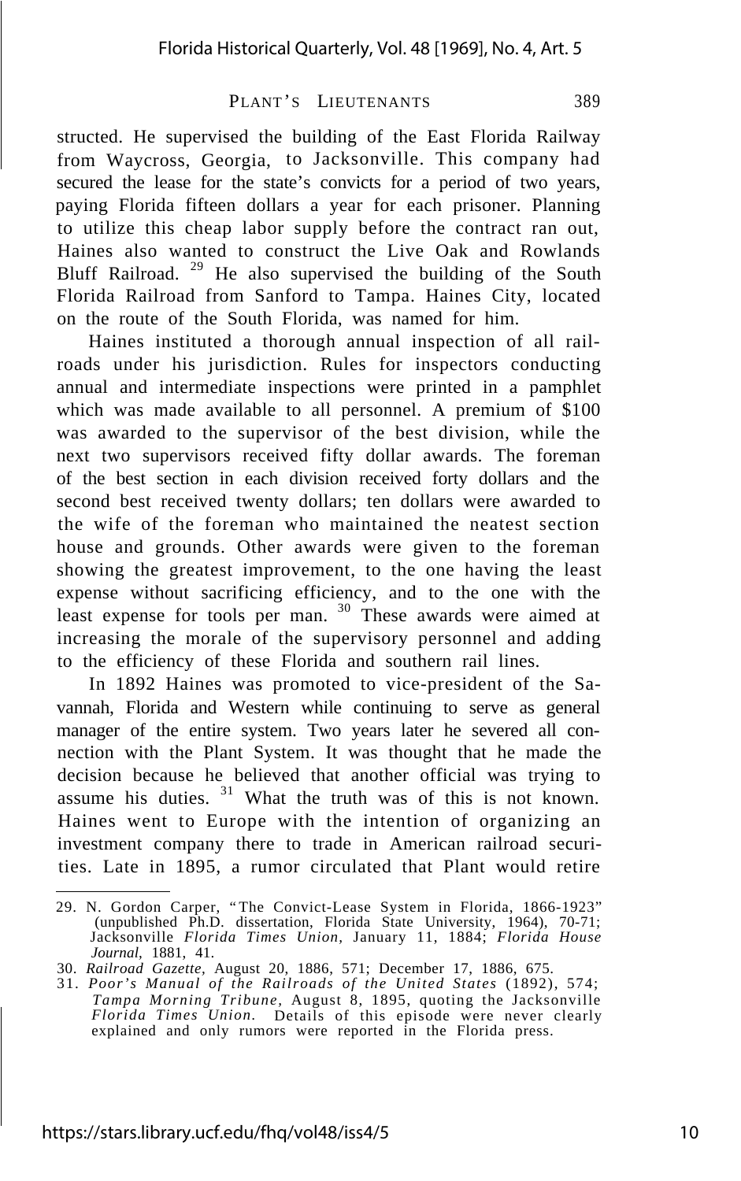structed. He supervised the building of the East Florida Railway from Waycross, Georgia, to Jacksonville. This company had secured the lease for the state's convicts for a period of two years, paying Florida fifteen dollars a year for each prisoner. Planning to utilize this cheap labor supply before the contract ran out, Haines also wanted to construct the Live Oak and Rowlands Bluff Railroad. [29] He also supervised the building of the South Florida Railroad from Sanford to Tampa. Haines City, located on the route of the South Florida, was named for him.

Haines instituted a thorough annual inspection of all railroads under his jurisdiction. Rules for inspectors conducting annual and intermediate inspections were printed in a pamphlet which was made available to all personnel. A premium of $100 was awarded to the supervisor of the best division, while the next two supervisors received fifty dollar awards. The foreman of the best section in each division received forty dollars and the second best received twenty dollars; ten dollars were awarded to the wife of the foreman who maintained the neatest section house and grounds. Other awards were given to the foreman showing the greatest improvement, to the one having the least expense without sacrificing efficiency, and to the one with the least expense for tools per man. [30] These awards were aimed at increasing the morale of the supervisory personnel and adding to the efficiency of these Florida and southern rail lines.

In 1892 Haines was promoted to vice-president of the Savannah, Florida and Western while continuing to serve as general manager of the entire system. Two years later he severed all connection with the Plant System. It was thought that he made the decision because he believed that another official was trying to assume his duties. [31] What the truth was of this is not known. Haines went to Europe with the intention of organizing an investment company there to trade in American railroad securities. Late in 1895, a rumor circulated that Plant would retire

---

29. N. Gordon Carper, "The Convict-Lease System in Florida, 1866-1923" (unpublished Ph.D. dissertation, Florida State University, 1964), 70-71; Jacksonville *Florida Times Union*, January 11, 1884; *Florida House Journal*, 1881, 41.

30. *Railroad Gazette*, August 20, 1886, 571; December 17, 1886, 675.

31. *Poor's Manual of the Railroads of the United States* (1892), 574; *Tampa Morning Tribune*, August 8, 1895, quoting the Jacksonville *Florida Times Union*. Details of this episode were never clearly explained and only rumors were reported in the Florida press.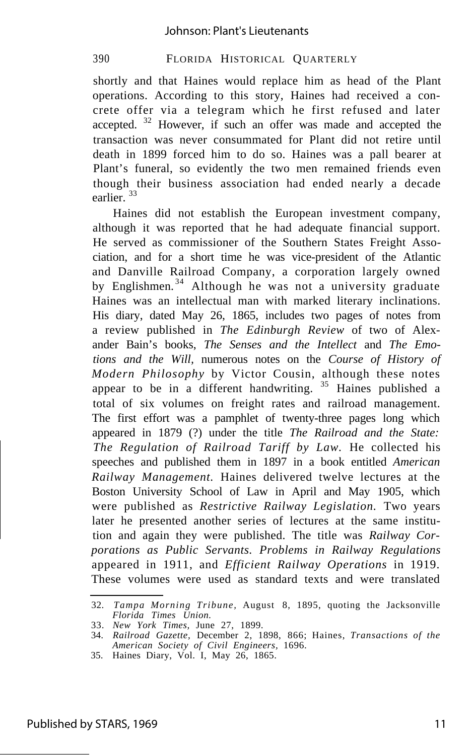shortly and that Haines would replace him as head of the Plant operations. According to this story, Haines had received a concrete offer via a telegram which he first refused and later accepted. [32] However, if such an offer was made and accepted the transaction was never consummated for Plant did not retire until death in 1899 forced him to do so. Haines was a pall bearer at Plant's funeral, so evidently the two men remained friends even though their business association had ended nearly a decade earlier. [33]

Haines did not establish the European investment company, although it was reported that he had adequate financial support. He served as commissioner of the Southern States Freight Association, and for a short time he was vice-president of the Atlantic and Danville Railroad Company, a corporation largely owned by Englishmen. [34] Although he was not a university graduate Haines was an intellectual man with marked literary inclinations. His diary, dated May 26, 1865, includes two pages of notes from a review published in *The Edinburgh Review* of two of Alexander Bain's books, *The Senses and the Intellect* and *The Emotions and the Will,* numerous notes on the *Course of History of Modern Philosophy* by Victor Cousin, although these notes appear to be in a different handwriting. [35] Haines published a total of six volumes on freight rates and railroad management. The first effort was a pamphlet of twenty-three pages long which appeared in 1879 (?) under the title *The Railroad and the State: The Regulation of Railroad Tariff by Law.* He collected his speeches and published them in 1897 in a book entitled *American Railway Management.* Haines delivered twelve lectures at the Boston University School of Law in April and May 1905, which were published as *Restrictive Railway Legislation.* Two years later he presented another series of lectures at the same institution and again they were published. The title was *Railway Corporations as Public Servants. Problems in Railway Regulations* appeared in 1911, and *Efficient Railway Operations* in 1919. These volumes were used as standard texts and were translated

32. *Tampa Morning Tribune,* August 8, 1895, quoting the Jacksonville *Florida Times Union.*
33. *New York Times,* June 27, 1899.
34. *Railroad Gazette,* December 2, 1898, 866; Haines, *Transactions of the American Society of Civil Engineers,* 1696.
35. Haines Diary, Vol. I, May 26, 1865.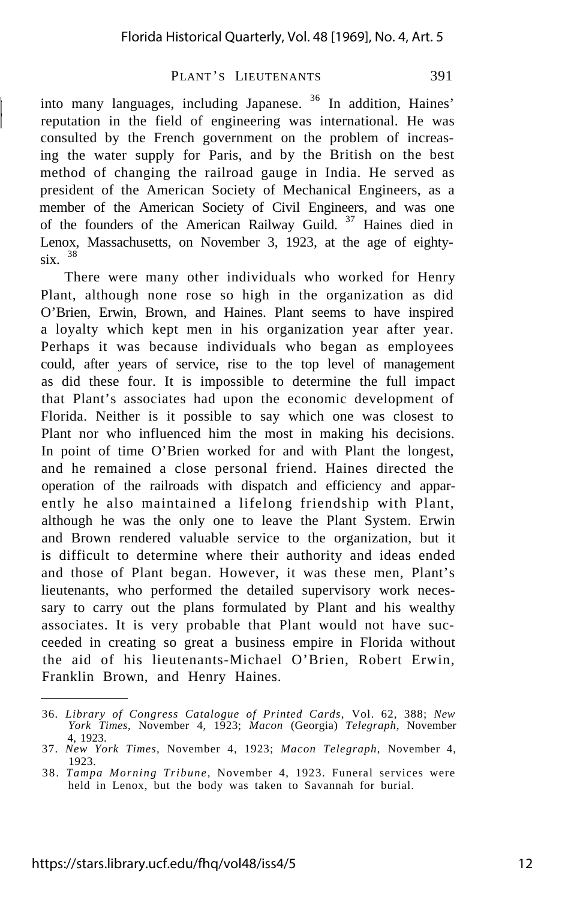into many languages, including Japanese. [36] In addition, Haines' reputation in the field of engineering was international. He was consulted by the French government on the problem of increasing the water supply for Paris, and by the British on the best method of changing the railroad gauge in India. He served as president of the American Society of Mechanical Engineers, as a member of the American Society of Civil Engineers, and was one of the founders of the American Railway Guild. [37] Haines died in Lenox, Massachusetts, on November 3, 1923, at the age of eighty-six. [38]

There were many other individuals who worked for Henry Plant, although none rose so high in the organization as did O'Brien, Erwin, Brown, and Haines. Plant seems to have inspired a loyalty which kept men in his organization year after year. Perhaps it was because individuals who began as employees could, after years of service, rise to the top level of management as did these four. It is impossible to determine the full impact that Plant's associates had upon the economic development of Florida. Neither is it possible to say which one was closest to Plant nor who influenced him the most in making his decisions. In point of time O'Brien worked for and with Plant the longest, and he remained a close personal friend. Haines directed the operation of the railroads with dispatch and efficiency and apparently he also maintained a lifelong friendship with Plant, although he was the only one to leave the Plant System. Erwin and Brown rendered valuable service to the organization, but it is difficult to determine where their authority and ideas ended and those of Plant began. However, it was these men, Plant's lieutenants, who performed the detailed supervisory work necessary to carry out the plans formulated by Plant and his wealthy associates. It is very probable that Plant would not have succeeded in creating so great a business empire in Florida without the aid of his lieutenants-Michael O'Brien, Robert Erwin, Franklin Brown, and Henry Haines.

---

36. *Library of Congress Catalogue of Printed Cards*, Vol. 62, 388; *New York Times*, November 4, 1923; *Macon* (Georgia) *Telegraph*, November 4, 1923.

37. *New York Times*, November 4, 1923; *Macon Telegraph*, November 4, 1923.

38. *Tampa Morning Tribune*, November 4, 1923. Funeral services were held in Lenox, but the body was taken to Savannah for burial.